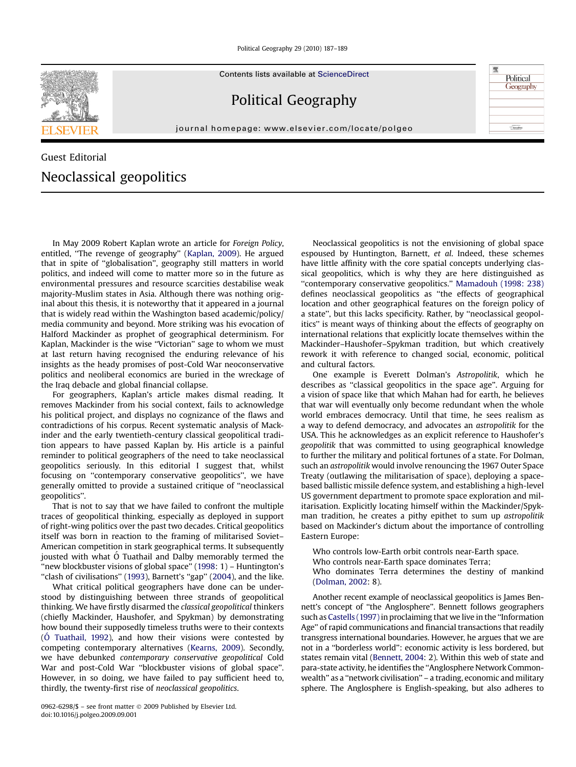Guest Editorial

# Neoclassical geopolitics

In May 2009 Robert Kaplan wrote an article for *Foreign Policy*, entitled, "The revenge of geography" (Kaplan, 2009). He argued that in spite of "globalisation", geography still matters in world politics, and indeed will come to matter more so in the future as environmental pressures and resource scarcities destabilise weak majority-Muslim states in Asia. Although there was nothing original about this thesis, it is noteworthy that it appeared in a journal that is widely read within the Washington based academic/policy/media community and beyond. More striking was his evocation of Halford Mackinder as prophet of geographical determinism. For Kaplan, Mackinder is the wise "Victorian" sage to whom we must at last return having recognised the enduring relevance of his insights as the heady promises of post-Cold War neoconservative politics and neoliberal economics are buried in the wreckage of the Iraq debacle and global financial collapse.

For geographers, Kaplan's article makes dismal reading. It removes Mackinder from his social context, fails to acknowledge his political project, and displays no cognizance of the flaws and contradictions of his corpus. Recent systematic analysis of Mackinder and the early twentieth-century classical geopolitical tradition appears to have passed Kaplan by. His article is a painful reminder to political geographers of the need to take neoclassical geopolitics seriously. In this editorial I suggest that, whilst focusing on "contemporary conservative geopolitics", we have generally omitted to provide a sustained critique of "neoclassical geopolitics".

That is not to say that we have failed to confront the multiple traces of geopolitical thinking, especially as deployed in support of right-wing politics over the past two decades. Critical geopolitics itself was born in reaction to the framing of militarised Soviet–American competition in stark geographical terms. It subsequently jousted with what Ó Tuathail and Dalby memorably termed the "new blockbuster visions of global space" (1998: 1) – Huntington's "clash of civilisations" (1993), Barnett's "gap" (2004), and the like.

What critical political geographers have done can be understood by distinguishing between three strands of geopolitical thinking. We have firstly disarmed the *classical geopolitical* thinkers (chiefly Mackinder, Haushofer, and Spykman) by demonstrating how bound their supposedly timeless truths were to their contexts (Ó Tuathail, 1992), and how their visions were contested by competing contemporary alternatives (Kearns, 2009). Secondly, we have debunked *contemporary conservative geopolitical* Cold War and post-Cold War "blockbuster visions of global space". However, in so doing, we have failed to pay sufficient heed to, thirdly, the twenty-first rise of *neoclassical geopolitics*.

Neoclassical geopolitics is not the envisioning of global space espoused by Huntington, Barnett, *et al.* Indeed, these schemes have little affinity with the core spatial concepts underlying classical geopolitics, which is why they are here distinguished as "contemporary conservative geopolitics." Mamadouh (1998: 238) defines neoclassical geopolitics as "the effects of geographical location and other geographical features on the foreign policy of a state", but this lacks specificity. Rather, by "neoclassical geopolitics" is meant ways of thinking about the effects of geography on international relations that explicitly locate themselves within the Mackinder–Haushofer–Spykman tradition, but which creatively rework it with reference to changed social, economic, political and cultural factors.

One example is Everett Dolman's *Astropolitik*, which he describes as "classical geopolitics in the space age". Arguing for a vision of space like that which Mahan had for earth, he believes that war will eventually only become redundant when the whole world embraces democracy. Until that time, he sees realism as a way to defend democracy, and advocates an *astropolitik* for the USA. This he acknowledges as an explicit reference to Haushofer's *geopolitik* that was committed to using geographical knowledge to further the military and political fortunes of a state. For Dolman, such an *astropolitik* would involve renouncing the 1967 Outer Space Treaty (outlawing the militarisation of space), deploying a space-based ballistic missile defence system, and establishing a high-level US government department to promote space exploration and militarisation. Explicitly locating himself within the Mackinder/Spykman tradition, he creates a pithy epithet to sum up *astropolitik* based on Mackinder's dictum about the importance of controlling Eastern Europe:

> Who controls low-Earth orbit controls near-Earth space.
> Who controls near-Earth space dominates Terra;
> Who dominates Terra determines the destiny of mankind (Dolman, 2002: 8).

Another recent example of neoclassical geopolitics is James Bennett's concept of "the Anglosphere". Bennett follows geographers such as Castells (1997) in proclaiming that we live in the "Information Age" of rapid communications and financial transactions that readily transgress international boundaries. However, he argues that we are not in a "borderless world": economic activity is less bordered, but states remain vital (Bennett, 2004: 2). Within this web of state and para-state activity, he identifies the "Anglosphere Network Commonwealth" as a "network civilisation" – a trading, economic and military sphere. The Anglosphere is English-speaking, but also adheres to

0962-6298/$ – see front matter © 2009 Published by Elsevier Ltd.
doi:10.1016/j.polgeo.2009.09.001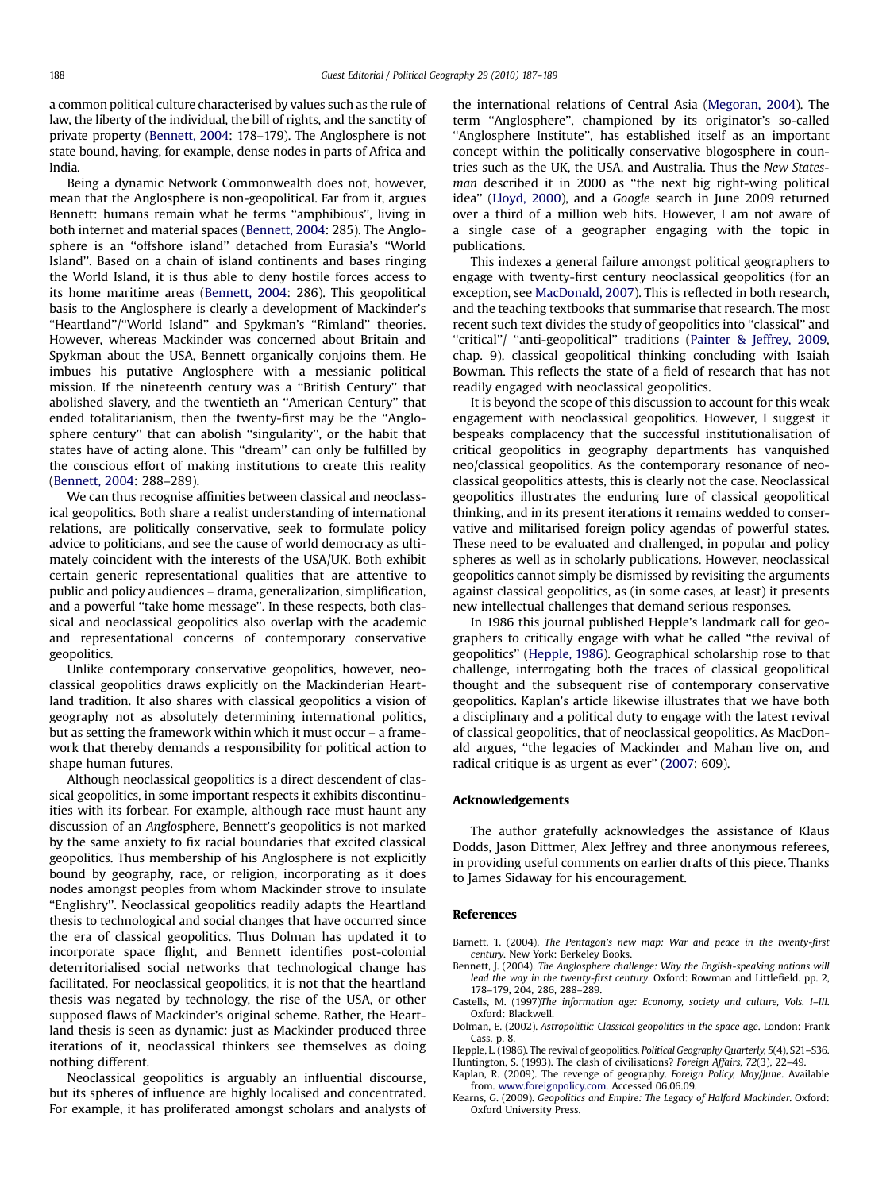a common political culture characterised by values such as the rule of law, the liberty of the individual, the bill of rights, and the sanctity of private property (Bennett, 2004: 178–179). The Anglosphere is not state bound, having, for example, dense nodes in parts of Africa and India.

Being a dynamic Network Commonwealth does not, however, mean that the Anglosphere is non-geopolitical. Far from it, argues Bennett: humans remain what he terms "amphibious", living in both internet and material spaces (Bennett, 2004: 285). The Anglosphere is an "offshore island" detached from Eurasia's "World Island". Based on a chain of island continents and bases ringing the World Island, it is thus able to deny hostile forces access to its home maritime areas (Bennett, 2004: 286). This geopolitical basis to the Anglosphere is clearly a development of Mackinder's "Heartland"/"World Island" and Spykman's "Rimland" theories. However, whereas Mackinder was concerned about Britain and Spykman about the USA, Bennett organically conjoins them. He imbues his putative Anglosphere with a messianic political mission. If the nineteenth century was a "British Century" that abolished slavery, and the twentieth an "American Century" that ended totalitarianism, then the twenty-first may be the "Anglosphere century" that can abolish "singularity", or the habit that states have of acting alone. This "dream" can only be fulfilled by the conscious effort of making institutions to create this reality (Bennett, 2004: 288–289).

We can thus recognise affinities between classical and neoclassical geopolitics. Both share a realist understanding of international relations, are politically conservative, seek to formulate policy advice to politicians, and see the cause of world democracy as ultimately coincident with the interests of the USA/UK. Both exhibit certain generic representational qualities that are attentive to public and policy audiences – drama, generalization, simplification, and a powerful "take home message". In these respects, both classical and neoclassical geopolitics also overlap with the academic and representational concerns of contemporary conservative geopolitics.

Unlike contemporary conservative geopolitics, however, neoclassical geopolitics draws explicitly on the Mackinderian Heartland tradition. It also shares with classical geopolitics a vision of geography not as absolutely determining international politics, but as setting the framework within which it must occur – a framework that thereby demands a responsibility for political action to shape human futures.

Although neoclassical geopolitics is a direct descendent of classical geopolitics, in some important respects it exhibits discontinuities with its forbear. For example, although race must haunt any discussion of an *Anglo*sphere, Bennett's geopolitics is not marked by the same anxiety to fix racial boundaries that excited classical geopolitics. Thus membership of his Anglosphere is not explicitly bound by geography, race, or religion, incorporating as it does nodes amongst peoples from whom Mackinder strove to insulate "Englishry". Neoclassical geopolitics readily adapts the Heartland thesis to technological and social changes that have occurred since the era of classical geopolitics. Thus Dolman has updated it to incorporate space flight, and Bennett identifies post-colonial deterritorialised social networks that technological change has facilitated. For neoclassical geopolitics, it is not that the heartland thesis was negated by technology, the rise of the USA, or other supposed flaws of Mackinder's original scheme. Rather, the Heartland thesis is seen as dynamic: just as Mackinder produced three iterations of it, neoclassical thinkers see themselves as doing nothing different.

Neoclassical geopolitics is arguably an influential discourse, but its spheres of influence are highly localised and concentrated. For example, it has proliferated amongst scholars and analysts of the international relations of Central Asia (Megoran, 2004). The term "Anglosphere", championed by its originator's so-called "Anglosphere Institute", has established itself as an important concept within the politically conservative blogosphere in countries such as the UK, the USA, and Australia. Thus the *New Statesman* described it in 2000 as "the next big right-wing political idea" (Lloyd, 2000), and a *Google* search in June 2009 returned over a third of a million web hits. However, I am not aware of a single case of a geographer engaging with the topic in publications.

This indexes a general failure amongst political geographers to engage with twenty-first century neoclassical geopolitics (for an exception, see MacDonald, 2007). This is reflected in both research, and the teaching textbooks that summarise that research. The most recent such text divides the study of geopolitics into "classical" and "critical"/ "anti-geopolitical" traditions (Painter & Jeffrey, 2009, chap. 9), classical geopolitical thinking concluding with Isaiah Bowman. This reflects the state of a field of research that has not readily engaged with neoclassical geopolitics.

It is beyond the scope of this discussion to account for this weak engagement with neoclassical geopolitics. However, I suggest it bespeaks complacency that the successful institutionalisation of critical geopolitics in geography departments has vanquished neo/classical geopolitics. As the contemporary resonance of neoclassical geopolitics attests, this is clearly not the case. Neoclassical geopolitics illustrates the enduring lure of classical geopolitical thinking, and in its present iterations it remains wedded to conservative and militarised foreign policy agendas of powerful states. These need to be evaluated and challenged, in popular and policy spheres as well as in scholarly publications. However, neoclassical geopolitics cannot simply be dismissed by revisiting the arguments against classical geopolitics, as (in some cases, at least) it presents new intellectual challenges that demand serious responses.

In 1986 this journal published Hepple's landmark call for geographers to critically engage with what he called "the revival of geopolitics" (Hepple, 1986). Geographical scholarship rose to that challenge, interrogating both the traces of classical geopolitical thought and the subsequent rise of contemporary conservative geopolitics. Kaplan's article likewise illustrates that we have both a disciplinary and a political duty to engage with the latest revival of classical geopolitics, that of neoclassical geopolitics. As MacDonald argues, "the legacies of Mackinder and Mahan live on, and radical critique is as urgent as ever" (2007: 609).

## Acknowledgements

The author gratefully acknowledges the assistance of Klaus Dodds, Jason Dittmer, Alex Jeffrey and three anonymous referees, in providing useful comments on earlier drafts of this piece. Thanks to James Sidaway for his encouragement.

## References

Barnett, T. (2004). *The Pentagon's new map: War and peace in the twenty-first century*. New York: Berkeley Books.

Bennett, J. (2004). *The Anglosphere challenge: Why the English-speaking nations will lead the way in the twenty-first century*. Oxford: Rowman and Littlefield. pp. 2, 178–179, 204, 286, 288–289.

Castells, M. (1997)*The information age: Economy, society and culture, Vols. I–III*. Oxford: Blackwell.

Dolman, E. (2002). *Astropolitik: Classical geopolitics in the space age*. London: Frank Cass. p. 8.

Hepple, L. (1986). The revival of geopolitics. *Political Geography Quarterly, 5*(4), S21–S36.

Huntington, S. (1993). The clash of civilisations? *Foreign Affairs, 72*(3), 22–49.

Kaplan, R. (2009). The revenge of geography. *Foreign Policy, May/June*. Available from. www.foreignpolicy.com. Accessed 06.06.09.

Kearns, G. (2009). *Geopolitics and Empire: The Legacy of Halford Mackinder*. Oxford: Oxford University Press.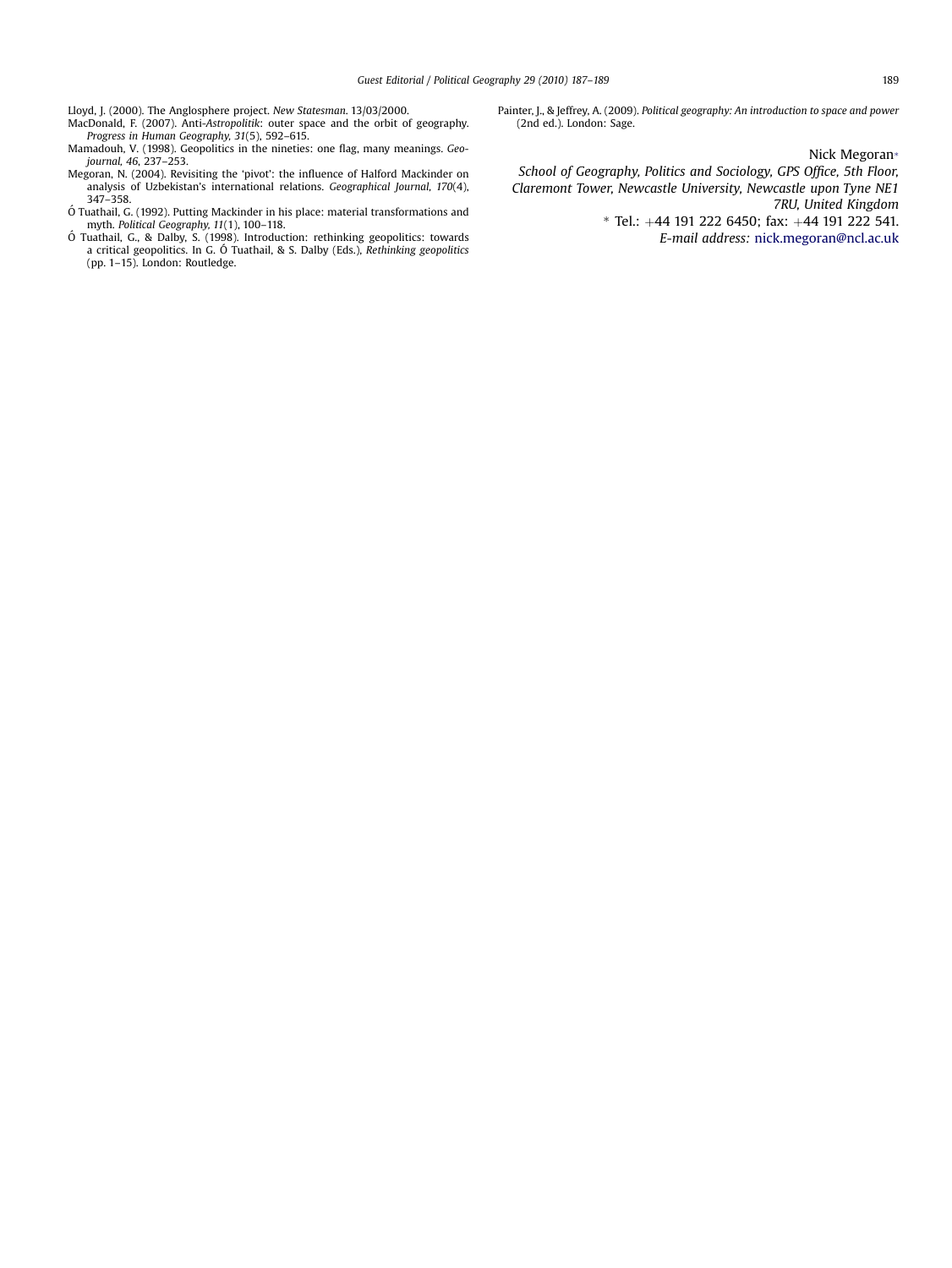Lloyd, J. (2000). The Anglosphere project. *New Statesman*. 13/03/2000.

MacDonald, F. (2007). Anti-*Astropolitik*: outer space and the orbit of geography. *Progress in Human Geography, 31*(5), 592–615.

Mamadouh, V. (1998). Geopolitics in the nineties: one flag, many meanings. *Geojournal, 46*, 237–253.

Megoran, N. (2004). Revisiting the 'pivot': the influence of Halford Mackinder on analysis of Uzbekistan's international relations. *Geographical Journal, 170*(4), 347–358.

Ó Tuathail, G. (1992). Putting Mackinder in his place: material transformations and myth. *Political Geography, 11*(1), 100–118.

Ó Tuathail, G., & Dalby, S. (1998). Introduction: rethinking geopolitics: towards a critical geopolitics. In G. Ó Tuathail, & S. Dalby (Eds.), *Rethinking geopolitics* (pp. 1–15). London: Routledge.

Painter, J., & Jeffrey, A. (2009). *Political geography: An introduction to space and power* (2nd ed.). London: Sage.

Nick Megoran*

*School of Geography, Politics and Sociology, GPS Office, 5th Floor, Claremont Tower, Newcastle University, Newcastle upon Tyne NE1 7RU, United Kingdom*

* Tel.: +44 191 222 6450; fax: +44 191 222 541.

*E-mail address:* nick.megoran@ncl.ac.uk